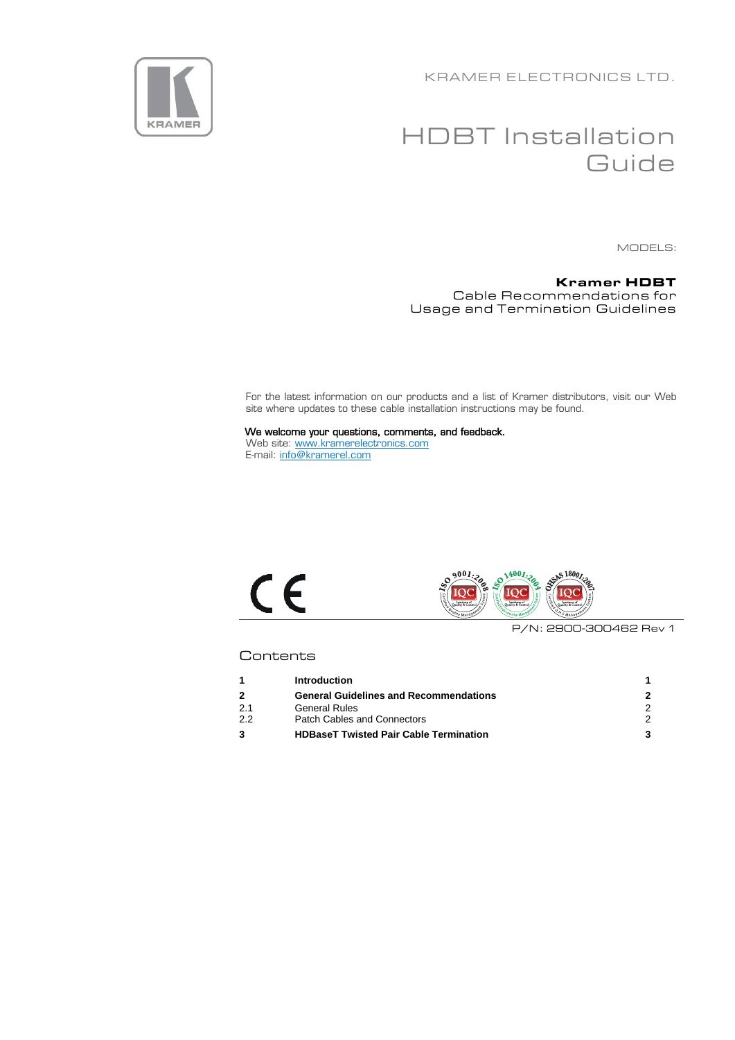KRAMER ELECTRONICS LTD.

# HDBT Installation Guide

MODELS:

**Kramer HDBT**
Cable Recommendations for
Usage and Termination Guidelines

For the latest information on our products and a list of Kramer distributors, visit our Web site where updates to these cable installation instructions may be found.

We welcome your questions, comments, and feedback.
Web site: www.kramerelectronics.com
E-mail: info@kramerel.com

P/N: 2900-300462 Rev 1

## Contents

| | | |
|---|---|---|
| **1** | **Introduction** | **1** |
| **2** | **General Guidelines and Recommendations** | **2** |
| 2.1 | General Rules | 2 |
| 2.2 | Patch Cables and Connectors | 2 |
| **3** | **HDBaseT Twisted Pair Cable Termination** | **3** |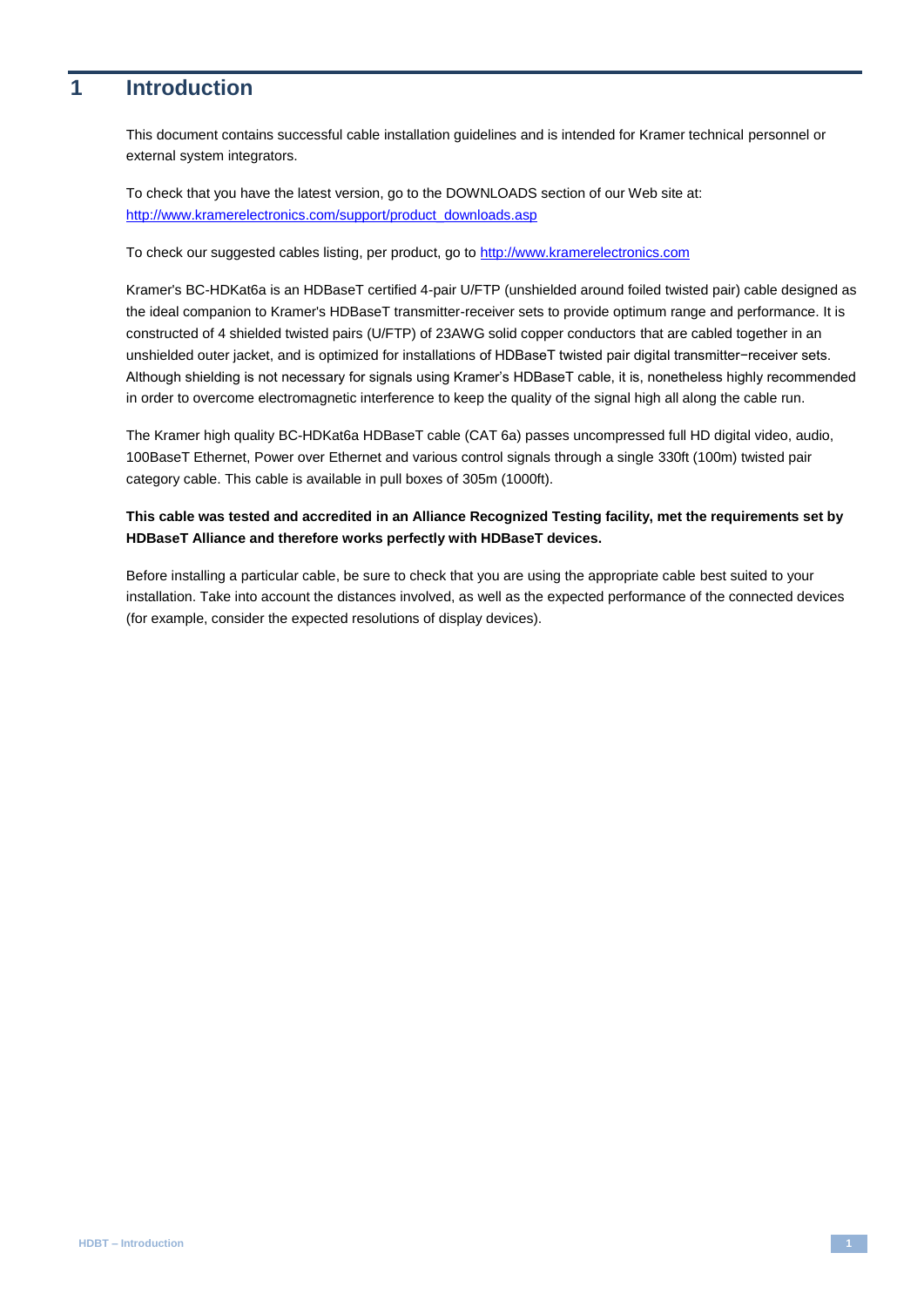# 1 Introduction

This document contains successful cable installation guidelines and is intended for Kramer technical personnel or external system integrators.

To check that you have the latest version, go to the DOWNLOADS section of our Web site at: http://www.kramerelectronics.com/support/product_downloads.asp

To check our suggested cables listing, per product, go to http://www.kramerelectronics.com

Kramer's BC-HDKat6a is an HDBaseT certified 4-pair U/FTP (unshielded around foiled twisted pair) cable designed as the ideal companion to Kramer's HDBaseT transmitter-receiver sets to provide optimum range and performance. It is constructed of 4 shielded twisted pairs (U/FTP) of 23AWG solid copper conductors that are cabled together in an unshielded outer jacket, and is optimized for installations of HDBaseT twisted pair digital transmitter−receiver sets. Although shielding is not necessary for signals using Kramer's HDBaseT cable, it is, nonetheless highly recommended in order to overcome electromagnetic interference to keep the quality of the signal high all along the cable run.

The Kramer high quality BC-HDKat6a HDBaseT cable (CAT 6a) passes uncompressed full HD digital video, audio, 100BaseT Ethernet, Power over Ethernet and various control signals through a single 330ft (100m) twisted pair category cable. This cable is available in pull boxes of 305m (1000ft).

**This cable was tested and accredited in an Alliance Recognized Testing facility, met the requirements set by HDBaseT Alliance and therefore works perfectly with HDBaseT devices.**

Before installing a particular cable, be sure to check that you are using the appropriate cable best suited to your installation. Take into account the distances involved, as well as the expected performance of the connected devices (for example, consider the expected resolutions of display devices).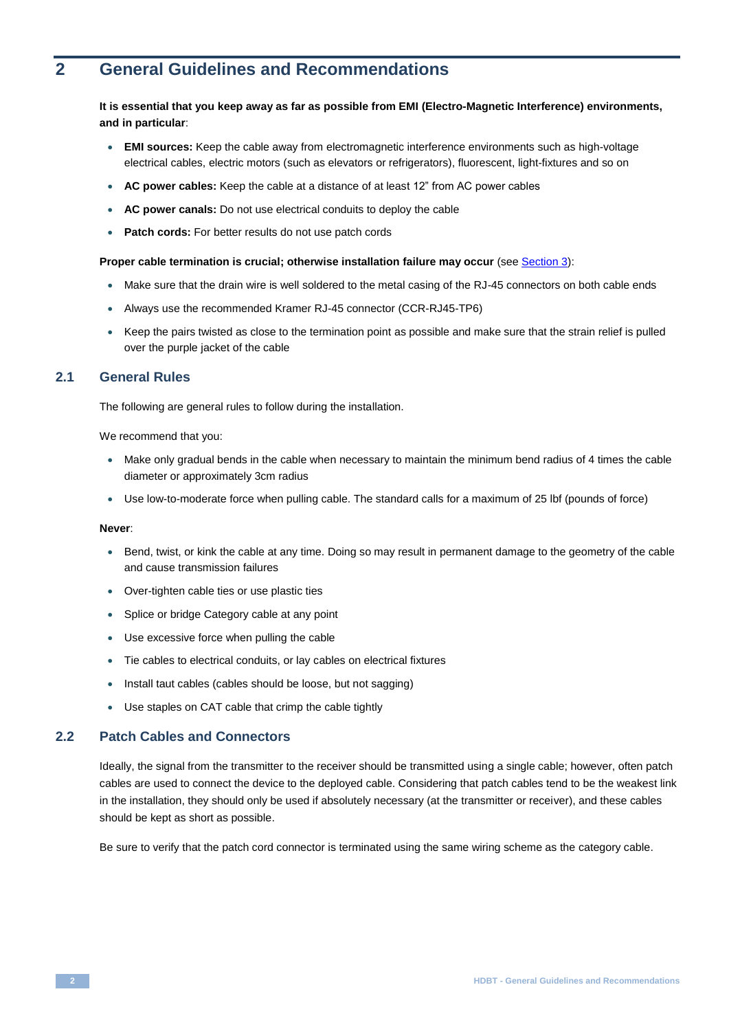# 2 General Guidelines and Recommendations

**It is essential that you keep away as far as possible from EMI (Electro-Magnetic Interference) environments, and in particular**:

- **EMI sources:** Keep the cable away from electromagnetic interference environments such as high-voltage electrical cables, electric motors (such as elevators or refrigerators), fluorescent, light-fixtures and so on
- **AC power cables:** Keep the cable at a distance of at least 12" from AC power cables
- **AC power canals:** Do not use electrical conduits to deploy the cable
- **Patch cords:** For better results do not use patch cords

**Proper cable termination is crucial; otherwise installation failure may occur** (see Section 3):

- Make sure that the drain wire is well soldered to the metal casing of the RJ-45 connectors on both cable ends
- Always use the recommended Kramer RJ-45 connector (CCR-RJ45-TP6)
- Keep the pairs twisted as close to the termination point as possible and make sure that the strain relief is pulled over the purple jacket of the cable

## 2.1 General Rules

The following are general rules to follow during the installation.

We recommend that you:

- Make only gradual bends in the cable when necessary to maintain the minimum bend radius of 4 times the cable diameter or approximately 3cm radius
- Use low-to-moderate force when pulling cable. The standard calls for a maximum of 25 lbf (pounds of force)

**Never**:

- Bend, twist, or kink the cable at any time. Doing so may result in permanent damage to the geometry of the cable and cause transmission failures
- Over-tighten cable ties or use plastic ties
- Splice or bridge Category cable at any point
- Use excessive force when pulling the cable
- Tie cables to electrical conduits, or lay cables on electrical fixtures
- Install taut cables (cables should be loose, but not sagging)
- Use staples on CAT cable that crimp the cable tightly

## 2.2 Patch Cables and Connectors

Ideally, the signal from the transmitter to the receiver should be transmitted using a single cable; however, often patch cables are used to connect the device to the deployed cable. Considering that patch cables tend to be the weakest link in the installation, they should only be used if absolutely necessary (at the transmitter or receiver), and these cables should be kept as short as possible.

Be sure to verify that the patch cord connector is terminated using the same wiring scheme as the category cable.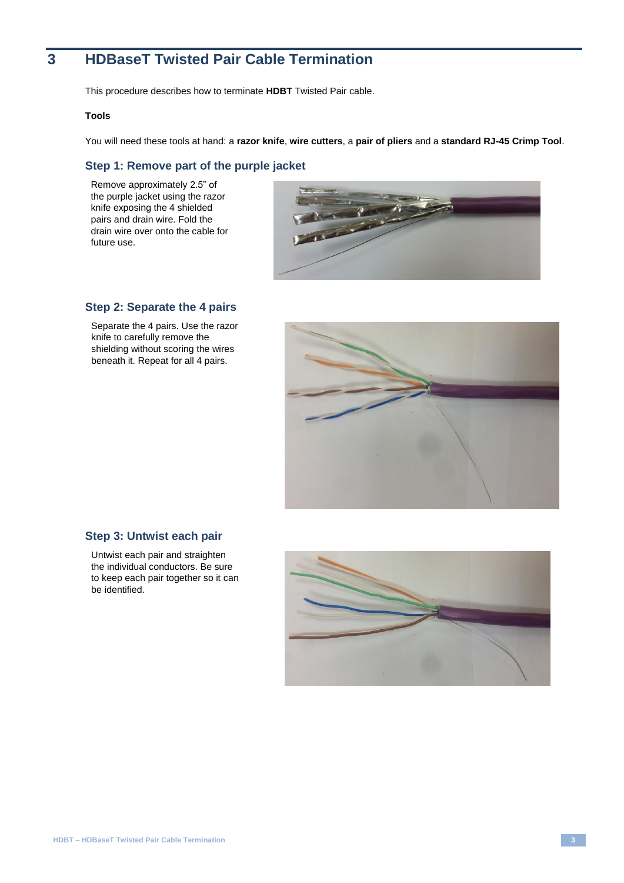# 3 HDBaseT Twisted Pair Cable Termination

This procedure describes how to terminate **HDBT** Twisted Pair cable.

**Tools**

You will need these tools at hand: a **razor knife**, **wire cutters**, a **pair of pliers** and a **standard RJ-45 Crimp Tool**.

## Step 1: Remove part of the purple jacket

Remove approximately 2.5" of the purple jacket using the razor knife exposing the 4 shielded pairs and drain wire. Fold the drain wire over onto the cable for future use.

## Step 2: Separate the 4 pairs

Separate the 4 pairs. Use the razor knife to carefully remove the shielding without scoring the wires beneath it. Repeat for all 4 pairs.

## Step 3: Untwist each pair

Untwist each pair and straighten the individual conductors. Be sure to keep each pair together so it can be identified.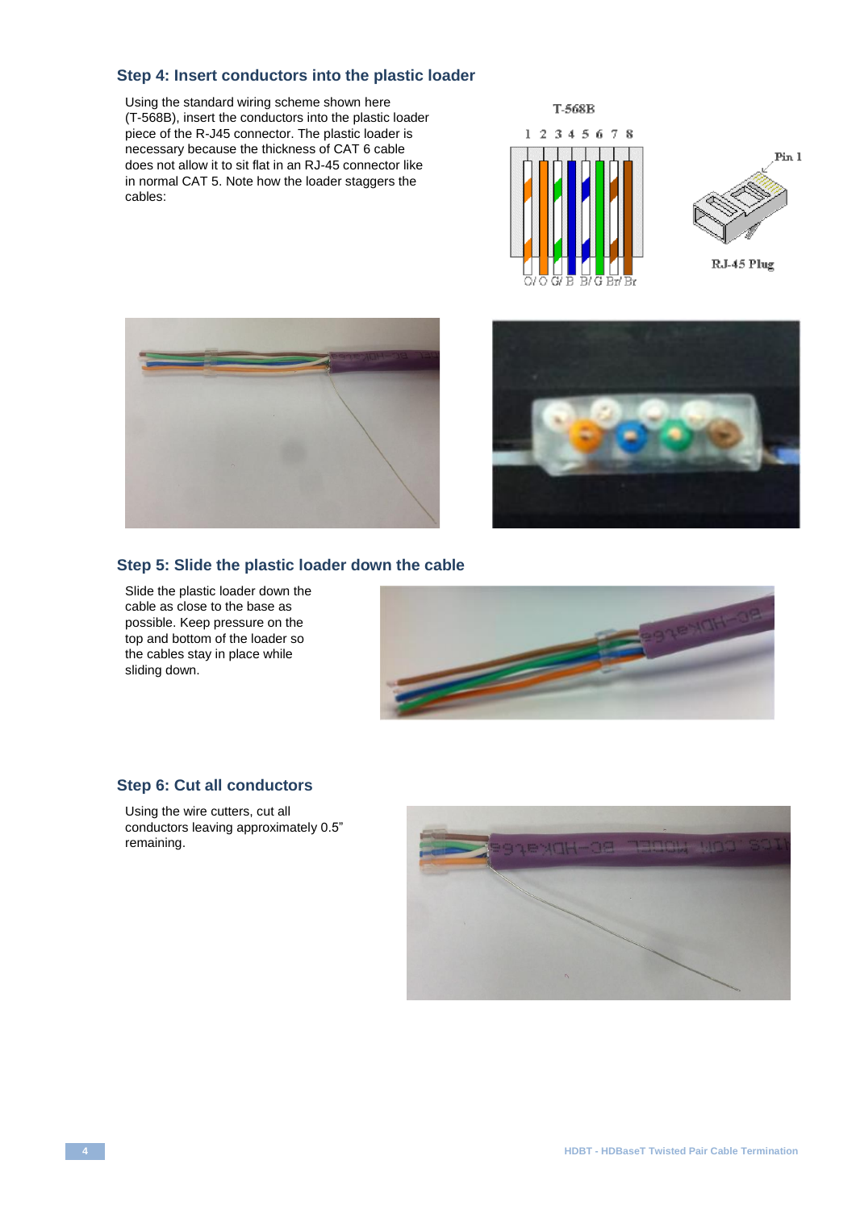### Step 4: Insert conductors into the plastic loader

Using the standard wiring scheme shown here (T-568B), insert the conductors into the plastic loader piece of the R-J45 connector. The plastic loader is necessary because the thickness of CAT 6 cable does not allow it to sit flat in an RJ-45 connector like in normal CAT 5. Note how the loader staggers the cables:

T-568B

1 2 3 4 5 6 7 8

G/ O G/ B B/ G Br/ Br

Pin 1

RJ-45 Plug

### Step 5: Slide the plastic loader down the cable

Slide the plastic loader down the cable as close to the base as possible. Keep pressure on the top and bottom of the loader so the cables stay in place while sliding down.

### Step 6: Cut all conductors

Using the wire cutters, cut all conductors leaving approximately 0.5" remaining.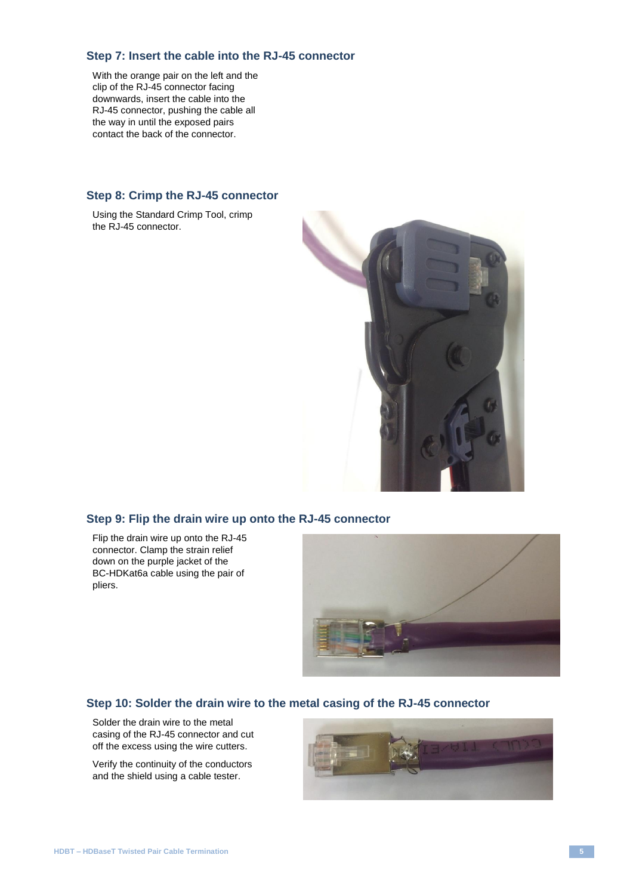### Step 7: Insert the cable into the RJ-45 connector

With the orange pair on the left and the clip of the RJ-45 connector facing downwards, insert the cable into the RJ-45 connector, pushing the cable all the way in until the exposed pairs contact the back of the connector.

### Step 8: Crimp the RJ-45 connector

Using the Standard Crimp Tool, crimp the RJ-45 connector.

### Step 9: Flip the drain wire up onto the RJ-45 connector

Flip the drain wire up onto the RJ-45 connector. Clamp the strain relief down on the purple jacket of the BC-HDKat6a cable using the pair of pliers.

### Step 10: Solder the drain wire to the metal casing of the RJ-45 connector

Solder the drain wire to the metal casing of the RJ-45 connector and cut off the excess using the wire cutters.

Verify the continuity of the conductors and the shield using a cable tester.